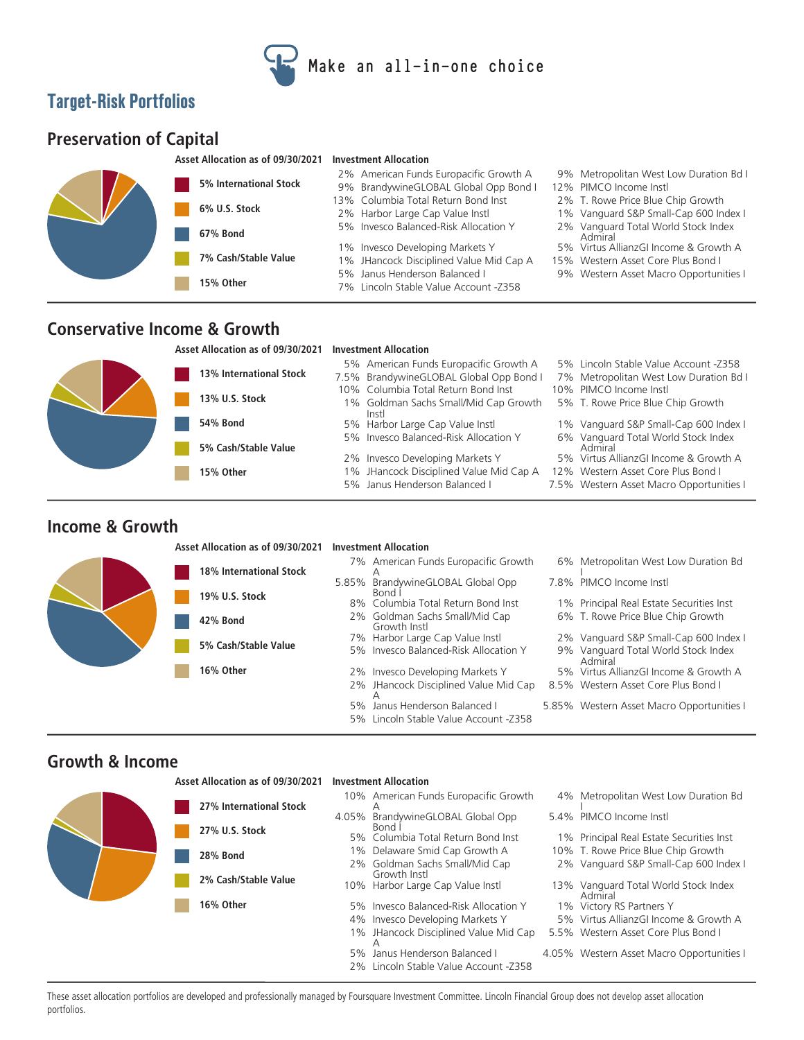Make an all-in-one choice

# Target-Risk Portfolios

## Preservation of Capital

**Asset Allocation as of 09/30/2021**

- 5% International Stock
- 6% U.S. Stock
- 67% Bond
- 7% Cash/Stable Value
- 15% Other

**Investment Allocation**

- 2% American Funds Europacific Growth A
- 9% BrandywineGLOBAL Global Opp Bond I
- 13% Columbia Total Return Bond Inst
- 2% Harbor Large Cap Value Instl
- 5% Invesco Balanced-Risk Allocation Y
- 1% Invesco Developing Markets Y
- 1% JHancock Disciplined Value Mid Cap A
- 5% Janus Henderson Balanced I
- 7% Lincoln Stable Value Account -Z358
- 9% Metropolitan West Low Duration Bd I
- 12% PIMCO Income Instl
- 2% T. Rowe Price Blue Chip Growth
- 1% Vanguard S&P Small-Cap 600 Index I
- 2% Vanguard Total World Stock Index Admiral
- 5% Virtus AllianzGI Income & Growth A
- 15% Western Asset Core Plus Bond I
- 9% Western Asset Macro Opportunities I

## Conservative Income & Growth

**Asset Allocation as of 09/30/2021**

- 13% International Stock
- 13% U.S. Stock
- 54% Bond
- 5% Cash/Stable Value
- 15% Other

**Investment Allocation**

- 5% American Funds Europacific Growth A
- 7.5% BrandywineGLOBAL Global Opp Bond I
- 10% Columbia Total Return Bond Inst
- 1% Goldman Sachs Small/Mid Cap Growth Instl
- 5% Harbor Large Cap Value Instl
- 5% Invesco Balanced-Risk Allocation Y
- 2% Invesco Developing Markets Y
- 1% JHancock Disciplined Value Mid Cap A
- 5% Janus Henderson Balanced I
- 5% Lincoln Stable Value Account -Z358
- 7% Metropolitan West Low Duration Bd I
- 10% PIMCO Income Instl
- 5% T. Rowe Price Blue Chip Growth
- 1% Vanguard S&P Small-Cap 600 Index I
- 6% Vanguard Total World Stock Index Admiral
- 5% Virtus AllianzGI Income & Growth A
- 12% Western Asset Core Plus Bond I
- 7.5% Western Asset Macro Opportunities I

## Income & Growth

**Asset Allocation as of 09/30/2021**

- 18% International Stock
- 19% U.S. Stock
- 42% Bond
- 5% Cash/Stable Value
- 16% Other

**Investment Allocation**

- 7% American Funds Europacific Growth A
- 5.85% BrandywineGLOBAL Global Opp Bond I
- 8% Columbia Total Return Bond Inst
- 2% Goldman Sachs Small/Mid Cap Growth Instl
- 7% Harbor Large Cap Value Instl
- 5% Invesco Balanced-Risk Allocation Y
- 2% Invesco Developing Markets Y
- 2% JHancock Disciplined Value Mid Cap A
- 5% Janus Henderson Balanced I
- 5% Lincoln Stable Value Account -Z358
- 6% Metropolitan West Low Duration Bd I
- 7.8% PIMCO Income Instl
- 1% Principal Real Estate Securities Inst
- 6% T. Rowe Price Blue Chip Growth
- 2% Vanguard S&P Small-Cap 600 Index I
- 9% Vanguard Total World Stock Index Admiral
- 5% Virtus AllianzGI Income & Growth A
- 8.5% Western Asset Core Plus Bond I
- 5.85% Western Asset Macro Opportunities I

## Growth & Income

**Asset Allocation as of 09/30/2021**

- 27% International Stock
- 27% U.S. Stock
- 28% Bond
- 2% Cash/Stable Value
- 16% Other

**Investment Allocation**

- 10% American Funds Europacific Growth A
- 4.05% BrandywineGLOBAL Global Opp Bond I
- 5% Columbia Total Return Bond Inst
- 1% Delaware Smid Cap Growth A
- 2% Goldman Sachs Small/Mid Cap Growth Instl
- 10% Harbor Large Cap Value Instl
- 5% Invesco Balanced-Risk Allocation Y
- 4% Invesco Developing Markets Y
- 1% JHancock Disciplined Value Mid Cap A
- 5% Janus Henderson Balanced I
- 2% Lincoln Stable Value Account -Z358
- 4% Metropolitan West Low Duration Bd I
- 5.4% PIMCO Income Instl
- 1% Principal Real Estate Securities Inst
- 10% T. Rowe Price Blue Chip Growth
- 2% Vanguard S&P Small-Cap 600 Index I
- 13% Vanguard Total World Stock Index Admiral
- 1% Victory RS Partners Y
- 5% Virtus AllianzGI Income & Growth A
- 5.5% Western Asset Core Plus Bond I
- 4.05% Western Asset Macro Opportunities I

These asset allocation portfolios are developed and professionally managed by Foursquare Investment Committee. Lincoln Financial Group does not develop asset allocation portfolios.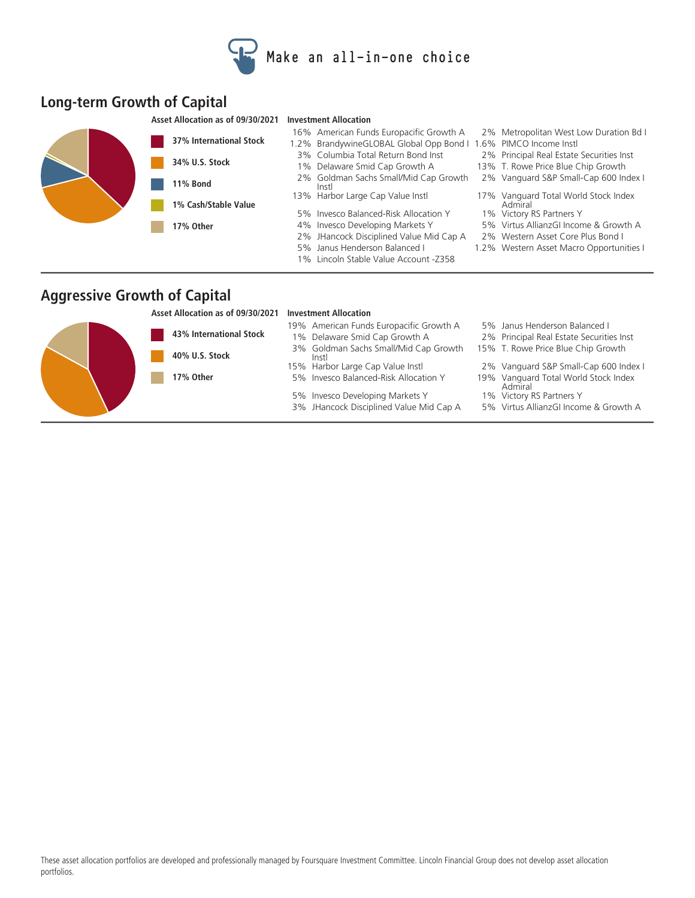Make an all-in-one choice

## Long-term Growth of Capital

**Asset Allocation as of 09/30/2021**

- **37% International Stock**
- **34% U.S. Stock**
- **11% Bond**
- **1% Cash/Stable Value**
- **17% Other**

**Investment Allocation**

16% American Funds Europacific Growth A
1.2% BrandywineGLOBAL Global Opp Bond I
3% Columbia Total Return Bond Inst
1% Delaware Smid Cap Growth A
2% Goldman Sachs Small/Mid Cap Growth Instl
13% Harbor Large Cap Value Instl
5% Invesco Balanced-Risk Allocation Y
4% Invesco Developing Markets Y
2% JHancock Disciplined Value Mid Cap A
5% Janus Henderson Balanced I
1% Lincoln Stable Value Account -Z358
2% Metropolitan West Low Duration Bd I
1.6% PIMCO Income Instl
2% Principal Real Estate Securities Inst
13% T. Rowe Price Blue Chip Growth
2% Vanguard S&P Small-Cap 600 Index I
17% Vanguard Total World Stock Index Admiral
1% Victory RS Partners Y
5% Virtus AllianzGI Income & Growth A
2% Western Asset Core Plus Bond I
1.2% Western Asset Macro Opportunities I

## Aggressive Growth of Capital

**Asset Allocation as of 09/30/2021**

- **43% International Stock**
- **40% U.S. Stock**
- **17% Other**

**Investment Allocation**

19% American Funds Europacific Growth A
1% Delaware Smid Cap Growth A
3% Goldman Sachs Small/Mid Cap Growth Instl
15% Harbor Large Cap Value Instl
5% Invesco Balanced-Risk Allocation Y
5% Invesco Developing Markets Y
3% JHancock Disciplined Value Mid Cap A
5% Janus Henderson Balanced I
2% Principal Real Estate Securities Inst
15% T. Rowe Price Blue Chip Growth
2% Vanguard S&P Small-Cap 600 Index I
19% Vanguard Total World Stock Index Admiral
1% Victory RS Partners Y
5% Virtus AllianzGI Income & Growth A

These asset allocation portfolios are developed and professionally managed by Foursquare Investment Committee. Lincoln Financial Group does not develop asset allocation portfolios.